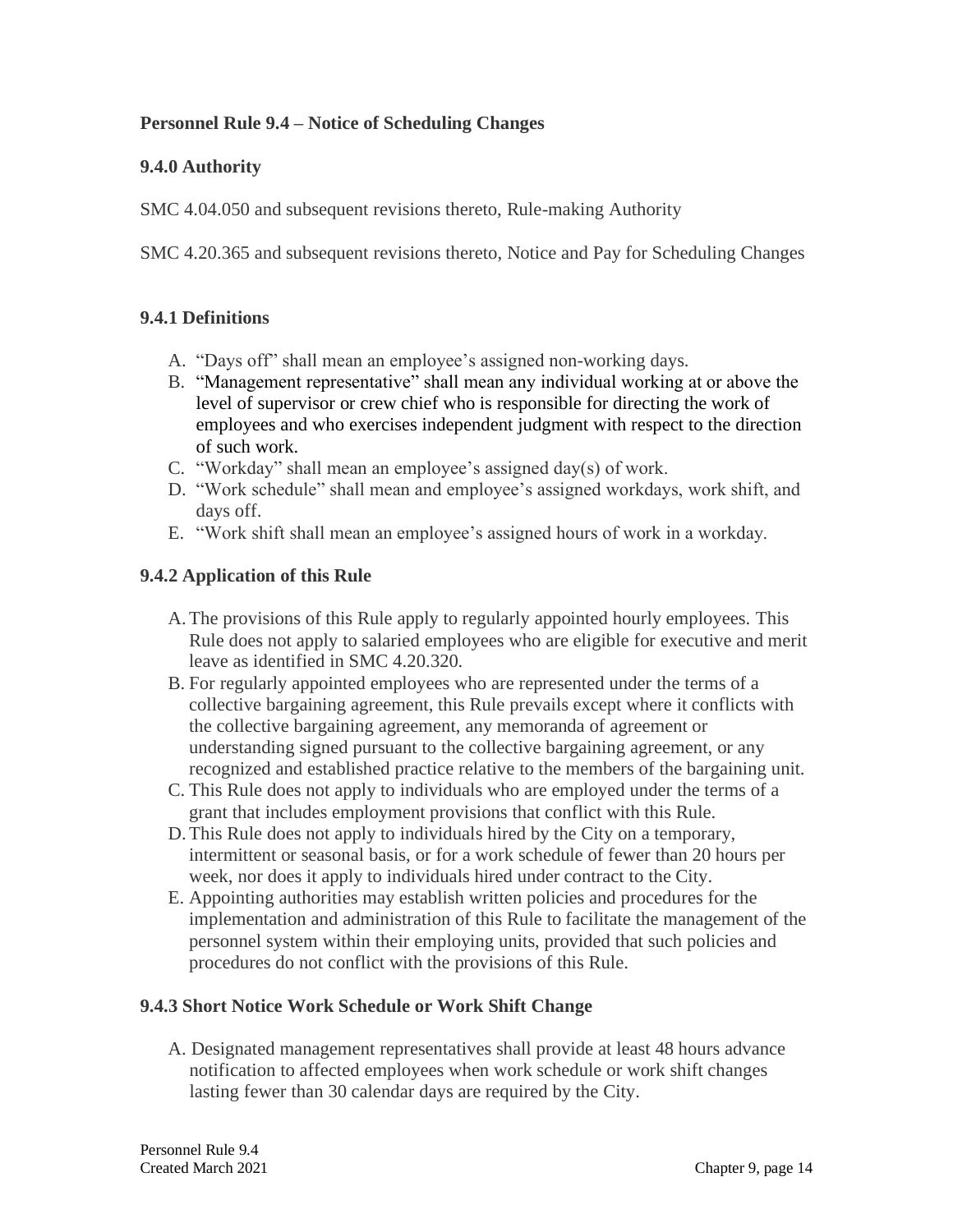**Personnel Rule 9.4 – Notice of Scheduling Changes**

**9.4.0 Authority**

SMC 4.04.050 and subsequent revisions thereto, Rule-making Authority

SMC 4.20.365 and subsequent revisions thereto, Notice and Pay for Scheduling Changes

**9.4.1 Definitions**

A. "Days off" shall mean an employee's assigned non-working days.
B. "Management representative" shall mean any individual working at or above the level of supervisor or crew chief who is responsible for directing the work of employees and who exercises independent judgment with respect to the direction of such work.
C. "Workday" shall mean an employee's assigned day(s) of work.
D. "Work schedule" shall mean and employee's assigned workdays, work shift, and days off.
E. "Work shift shall mean an employee's assigned hours of work in a workday.

**9.4.2 Application of this Rule**

A. The provisions of this Rule apply to regularly appointed hourly employees. This Rule does not apply to salaried employees who are eligible for executive and merit leave as identified in SMC 4.20.320.
B. For regularly appointed employees who are represented under the terms of a collective bargaining agreement, this Rule prevails except where it conflicts with the collective bargaining agreement, any memoranda of agreement or understanding signed pursuant to the collective bargaining agreement, or any recognized and established practice relative to the members of the bargaining unit.
C. This Rule does not apply to individuals who are employed under the terms of a grant that includes employment provisions that conflict with this Rule.
D. This Rule does not apply to individuals hired by the City on a temporary, intermittent or seasonal basis, or for a work schedule of fewer than 20 hours per week, nor does it apply to individuals hired under contract to the City.
E. Appointing authorities may establish written policies and procedures for the implementation and administration of this Rule to facilitate the management of the personnel system within their employing units, provided that such policies and procedures do not conflict with the provisions of this Rule.

**9.4.3 Short Notice Work Schedule or Work Shift Change**

A. Designated management representatives shall provide at least 48 hours advance notification to affected employees when work schedule or work shift changes lasting fewer than 30 calendar days are required by the City.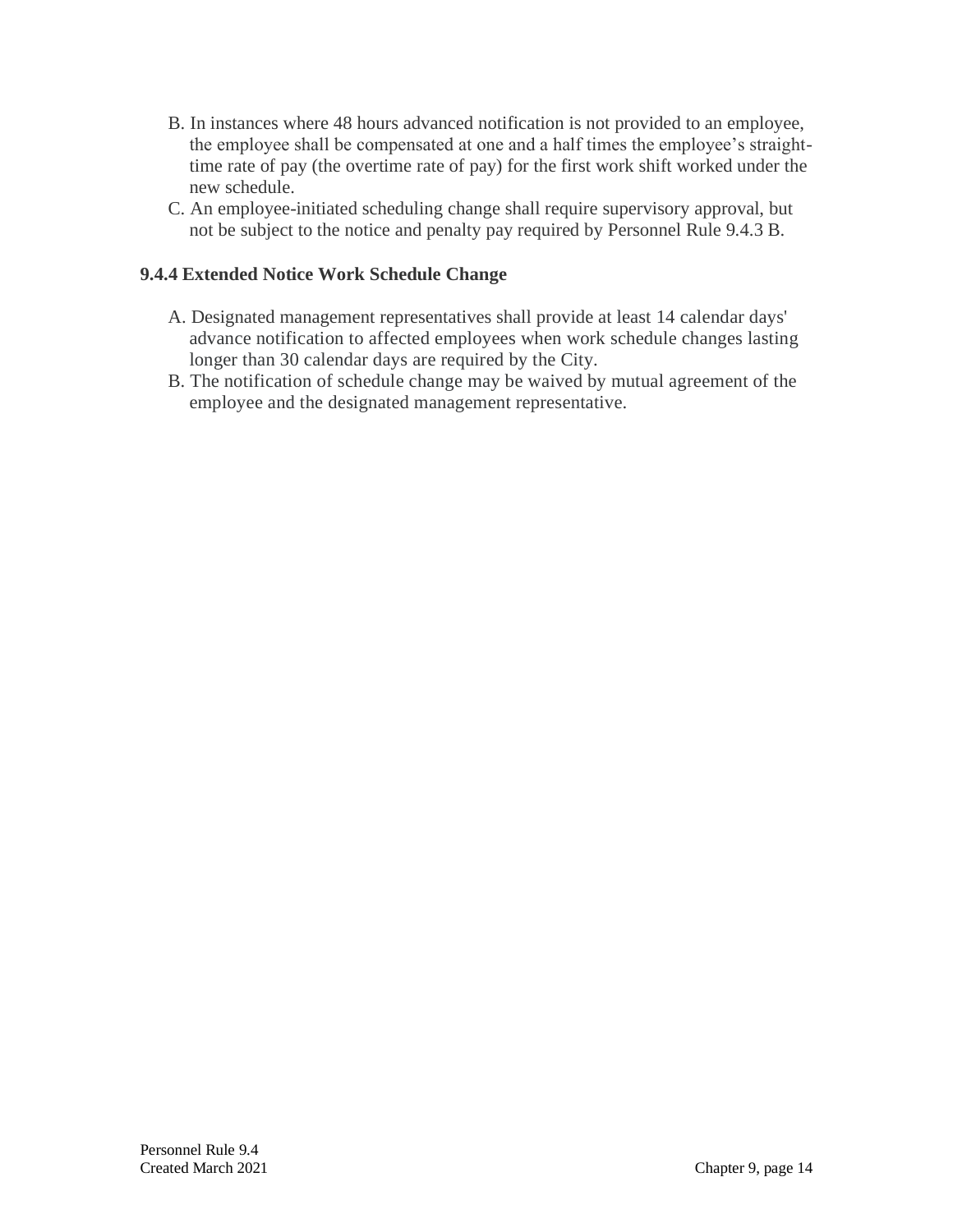B. In instances where 48 hours advanced notification is not provided to an employee, the employee shall be compensated at one and a half times the employee's straight-time rate of pay (the overtime rate of pay) for the first work shift worked under the new schedule.

C. An employee-initiated scheduling change shall require supervisory approval, but not be subject to the notice and penalty pay required by Personnel Rule 9.4.3 B.

### 9.4.4 Extended Notice Work Schedule Change

A. Designated management representatives shall provide at least 14 calendar days' advance notification to affected employees when work schedule changes lasting longer than 30 calendar days are required by the City.

B. The notification of schedule change may be waived by mutual agreement of the employee and the designated management representative.